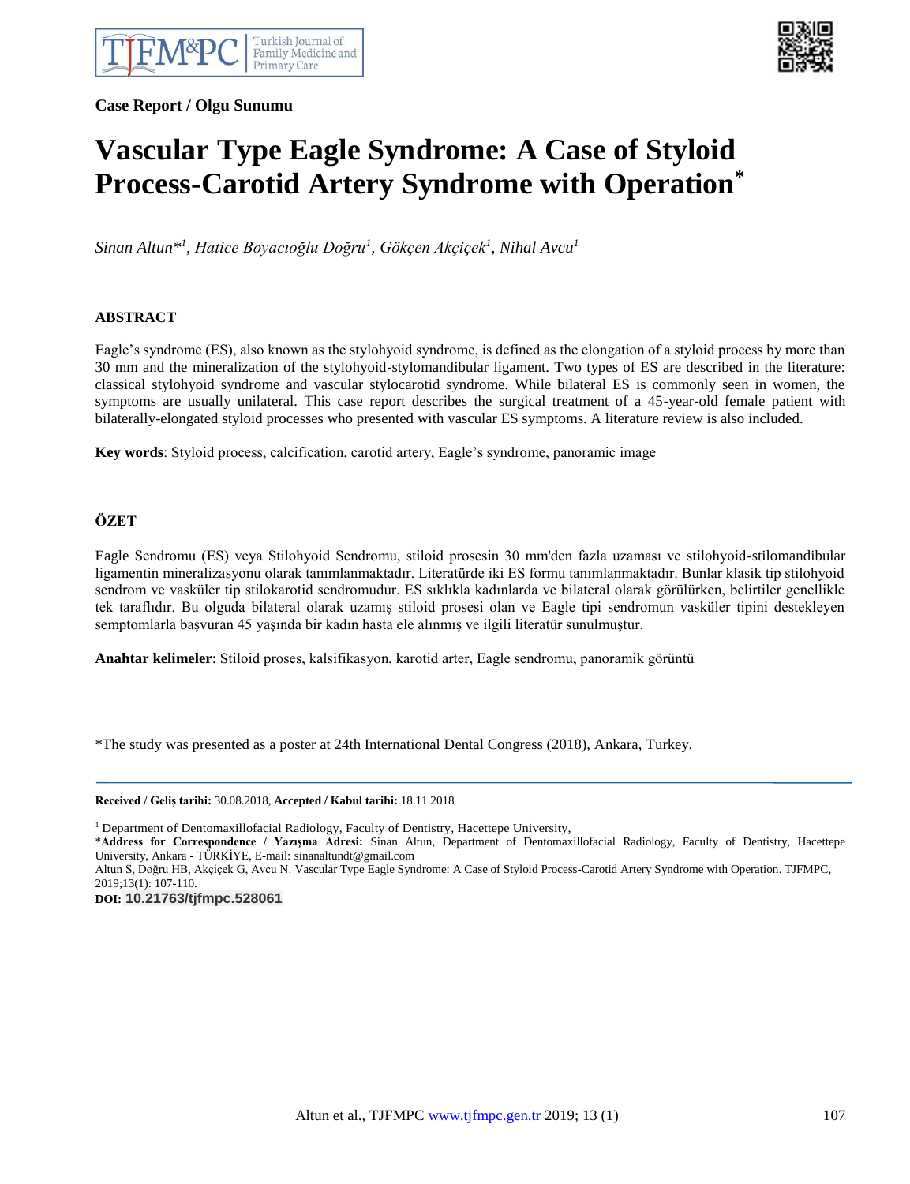**Case Report / Olgu Sunumu**

# Vascular Type Eagle Syndrome: A Case of Styloid Process-Carotid Artery Syndrome with Operation*

*Sinan Altun*[1], Hatice Boyacıoğlu Doğru[1], Gökçen Akçiçek[1], Nihal Avcu[1]*

## ABSTRACT

Eagle's syndrome (ES), also known as the stylohyoid syndrome, is defined as the elongation of a styloid process by more than 30 mm and the mineralization of the stylohyoid-stylomandibular ligament. Two types of ES are described in the literature: classical stylohyoid syndrome and vascular stylocarotid syndrome. While bilateral ES is commonly seen in women, the symptoms are usually unilateral. This case report describes the surgical treatment of a 45-year-old female patient with bilaterally-elongated styloid processes who presented with vascular ES symptoms. A literature review is also included.

**Key words**: Styloid process, calcification, carotid artery, Eagle's syndrome, panoramic image

## ÖZET

Eagle Sendromu (ES) veya Stilohyoid Sendromu, stiloid prosesin 30 mm'den fazla uzaması ve stilohyoid-stilomandibular ligamentin mineralizasyonu olarak tanımlanmaktadır. Literatürde iki ES formu tanımlanmaktadır. Bunlar klasik tip stilohyoid sendrom ve vasküler tip stilokarotid sendromudur. ES sıklıkla kadınlarda ve bilateral olarak görülürken, belirtiler genellikle tek taraflıdır. Bu olguda bilateral olarak uzamış stiloid prosesi olan ve Eagle tipi sendromun vasküler tipini destekleyen semptomlarla başvuran 45 yaşında bir kadın hasta ele alınmış ve ilgili literatür sunulmuştur.

**Anahtar kelimeler**: Stiloid proses, kalsifikasyon, karotid arter, Eagle sendromu, panoramik görüntü

*The study was presented as a poster at 24th International Dental Congress (2018), Ankara, Turkey.

---

**Received / Geliş tarihi:** 30.08.2018, **Accepted / Kabul tarihi:** 18.11.2018

[1] Department of Dentomaxillofacial Radiology, Faculty of Dentistry, Hacettepe University,
***Address for Correspondence / Yazışma Adresi:** Sinan Altun, Department of Dentomaxillofacial Radiology, Faculty of Dentistry, Hacettepe University, Ankara - TÜRKİYE, E-mail: sinanaltundt@gmail.com
Altun S, Doğru HB, Akçiçek G, Avcu N. Vascular Type Eagle Syndrome: A Case of Styloid Process-Carotid Artery Syndrome with Operation. TJFMPC, 2019;13(1): 107-110.
**DOI:** 10.21763/tjfmpc.528061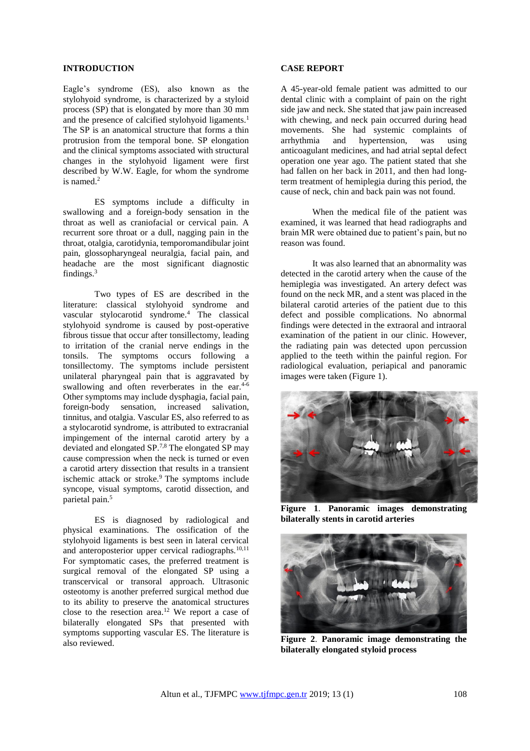## INTRODUCTION

Eagle's syndrome (ES), also known as the stylohyoid syndrome, is characterized by a styloid process (SP) that is elongated by more than 30 mm and the presence of calcified stylohyoid ligaments.[1] The SP is an anatomical structure that forms a thin protrusion from the temporal bone. SP elongation and the clinical symptoms associated with structural changes in the stylohyoid ligament were first described by W.W. Eagle, for whom the syndrome is named.[2]

ES symptoms include a difficulty in swallowing and a foreign-body sensation in the throat as well as craniofacial or cervical pain. A recurrent sore throat or a dull, nagging pain in the throat, otalgia, carotidynia, temporomandibular joint pain, glossopharyngeal neuralgia, facial pain, and headache are the most significant diagnostic findings.[3]

Two types of ES are described in the literature: classical stylohyoid syndrome and vascular stylocarotid syndrome.[4] The classical stylohyoid syndrome is caused by post-operative fibrous tissue that occur after tonsillectomy, leading to irritation of the cranial nerve endings in the tonsils. The symptoms occurs following a tonsillectomy. The symptoms include persistent unilateral pharyngeal pain that is aggravated by swallowing and often reverberates in the ear.[4-6] Other symptoms may include dysphagia, facial pain, foreign-body sensation, increased salvation, tinnitus, and otalgia. Vascular ES, also referred to as a stylocarotid syndrome, is attributed to extracranial impingement of the internal carotid artery by a deviated and elongated SP.[7,8] The elongated SP may cause compression when the neck is turned or even a carotid artery dissection that results in a transient ischemic attack or stroke.[9] The symptoms include syncope, visual symptoms, carotid dissection, and parietal pain.[5]

ES is diagnosed by radiological and physical examinations. The ossification of the stylohyoid ligaments is best seen in lateral cervical and anteroposterior upper cervical radiographs.[10,11] For symptomatic cases, the preferred treatment is surgical removal of the elongated SP using a transcervical or transoral approach. Ultrasonic osteotomy is another preferred surgical method due to its ability to preserve the anatomical structures close to the resection area.[12] We report a case of bilaterally elongated SPs that presented with symptoms supporting vascular ES. The literature is also reviewed.

## CASE REPORT

A 45-year-old female patient was admitted to our dental clinic with a complaint of pain on the right side jaw and neck. She stated that jaw pain increased with chewing, and neck pain occurred during head movements. She had systemic complaints of arrhythmia and hypertension, was using anticoagulant medicines, and had atrial septal defect operation one year ago. The patient stated that she had fallen on her back in 2011, and then had long-term treatment of hemiplegia during this period, the cause of neck, chin and back pain was not found.

When the medical file of the patient was examined, it was learned that head radiographs and brain MR were obtained due to patient's pain, but no reason was found.

It was also learned that an abnormality was detected in the carotid artery when the cause of the hemiplegia was investigated. An artery defect was found on the neck MR, and a stent was placed in the bilateral carotid arteries of the patient due to this defect and possible complications. No abnormal findings were detected in the extraoral and intraoral examination of the patient in our clinic. However, the radiating pain was detected upon percussion applied to the teeth within the painful region. For radiological evaluation, periapical and panoramic images were taken (Figure 1).

**Figure 1**. **Panoramic images demonstrating bilaterally stents in carotid arteries**

**Figure 2**. **Panoramic image demonstrating the bilaterally elongated styloid process**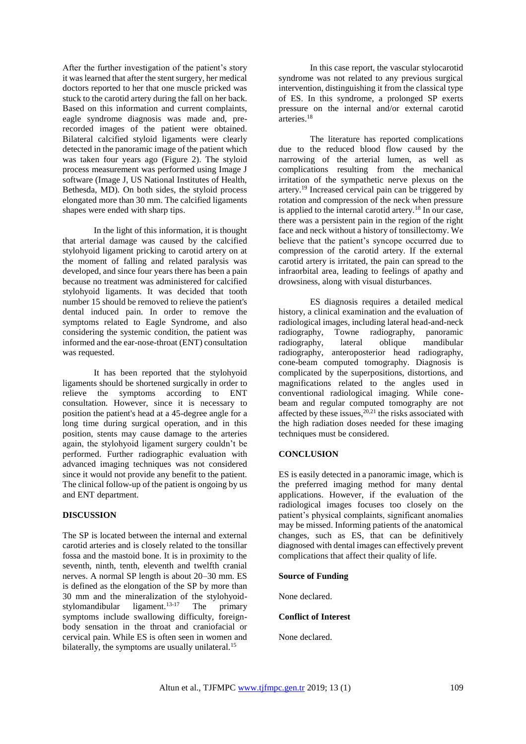After the further investigation of the patient's story it was learned that after the stent surgery, her medical doctors reported to her that one muscle pricked was stuck to the carotid artery during the fall on her back. Based on this information and current complaints, eagle syndrome diagnosis was made and, pre-recorded images of the patient were obtained. Bilateral calcified styloid ligaments were clearly detected in the panoramic image of the patient which was taken four years ago (Figure 2). The styloid process measurement was performed using Image J software (Image J, US National Institutes of Health, Bethesda, MD). On both sides, the styloid process elongated more than 30 mm. The calcified ligaments shapes were ended with sharp tips.

In the light of this information, it is thought that arterial damage was caused by the calcified stylohyoid ligament pricking to carotid artery on at the moment of falling and related paralysis was developed, and since four years there has been a pain because no treatment was administered for calcified stylohyoid ligaments. It was decided that tooth number 15 should be removed to relieve the patient's dental induced pain. In order to remove the symptoms related to Eagle Syndrome, and also considering the systemic condition, the patient was informed and the ear-nose-throat (ENT) consultation was requested.

It has been reported that the stylohyoid ligaments should be shortened surgically in order to relieve the symptoms according to ENT consultation. However, since it is necessary to position the patient's head at a 45-degree angle for a long time during surgical operation, and in this position, stents may cause damage to the arteries again, the stylohyoid ligament surgery couldn't be performed. Further radiographic evaluation with advanced imaging techniques was not considered since it would not provide any benefit to the patient. The clinical follow-up of the patient is ongoing by us and ENT department.

## DISCUSSION

The SP is located between the internal and external carotid arteries and is closely related to the tonsillar fossa and the mastoid bone. It is in proximity to the seventh, ninth, tenth, eleventh and twelfth cranial nerves. A normal SP length is about 20–30 mm. ES is defined as the elongation of the SP by more than 30 mm and the mineralization of the stylohyoid-stylomandibular ligament.[13-17] The primary symptoms include swallowing difficulty, foreign-body sensation in the throat and craniofacial or cervical pain. While ES is often seen in women and bilaterally, the symptoms are usually unilateral.[15]

In this case report, the vascular stylocarotid syndrome was not related to any previous surgical intervention, distinguishing it from the classical type of ES. In this syndrome, a prolonged SP exerts pressure on the internal and/or external carotid arteries.[18]

The literature has reported complications due to the reduced blood flow caused by the narrowing of the arterial lumen, as well as complications resulting from the mechanical irritation of the sympathetic nerve plexus on the artery.[19] Increased cervical pain can be triggered by rotation and compression of the neck when pressure is applied to the internal carotid artery.[18] In our case, there was a persistent pain in the region of the right face and neck without a history of tonsillectomy. We believe that the patient's syncope occurred due to compression of the carotid artery. If the external carotid artery is irritated, the pain can spread to the infraorbital area, leading to feelings of apathy and drowsiness, along with visual disturbances.

ES diagnosis requires a detailed medical history, a clinical examination and the evaluation of radiological images, including lateral head-and-neck radiography, Towne radiography, panoramic radiography, lateral oblique mandibular radiography, anteroposterior head radiography, cone-beam computed tomography. Diagnosis is complicated by the superpositions, distortions, and magnifications related to the angles used in conventional radiological imaging. While cone-beam and regular computed tomography are not affected by these issues,[20,21] the risks associated with the high radiation doses needed for these imaging techniques must be considered.

## CONCLUSION

ES is easily detected in a panoramic image, which is the preferred imaging method for many dental applications. However, if the evaluation of the radiological images focuses too closely on the patient's physical complaints, significant anomalies may be missed. Informing patients of the anatomical changes, such as ES, that can be definitively diagnosed with dental images can effectively prevent complications that affect their quality of life.

**Source of Funding**

None declared.

**Conflict of Interest**

None declared.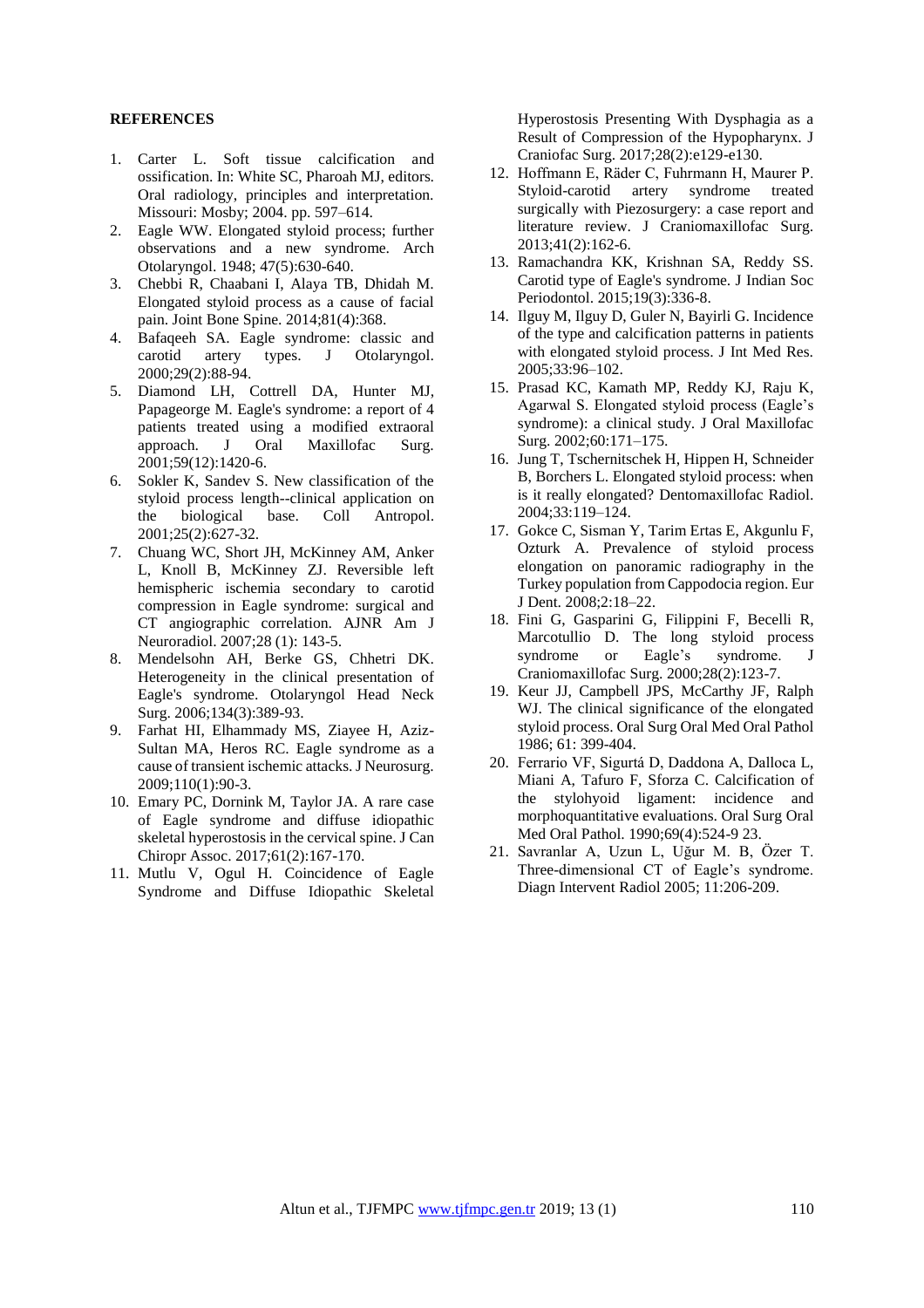**REFERENCES**

1. Carter L. Soft tissue calcification and ossification. In: White SC, Pharoah MJ, editors. Oral radiology, principles and interpretation. Missouri: Mosby; 2004. pp. 597–614.
2. Eagle WW. Elongated styloid process; further observations and a new syndrome. Arch Otolaryngol. 1948; 47(5):630-640.
3. Chebbi R, Chaabani I, Alaya TB, Dhidah M. Elongated styloid process as a cause of facial pain. Joint Bone Spine. 2014;81(4):368.
4. Bafaqeeh SA. Eagle syndrome: classic and carotid artery types. J Otolaryngol. 2000;29(2):88-94.
5. Diamond LH, Cottrell DA, Hunter MJ, Papageorge M. Eagle's syndrome: a report of 4 patients treated using a modified extraoral approach. J Oral Maxillofac Surg. 2001;59(12):1420-6.
6. Sokler K, Sandev S. New classification of the styloid process length--clinical application on the biological base. Coll Antropol. 2001;25(2):627-32.
7. Chuang WC, Short JH, McKinney AM, Anker L, Knoll B, McKinney ZJ. Reversible left hemispheric ischemia secondary to carotid compression in Eagle syndrome: surgical and CT angiographic correlation. AJNR Am J Neuroradiol. 2007;28 (1): 143-5.
8. Mendelsohn AH, Berke GS, Chhetri DK. Heterogeneity in the clinical presentation of Eagle's syndrome. Otolaryngol Head Neck Surg. 2006;134(3):389-93.
9. Farhat HI, Elhammady MS, Ziayee H, Aziz-Sultan MA, Heros RC. Eagle syndrome as a cause of transient ischemic attacks. J Neurosurg. 2009;110(1):90-3.
10. Emary PC, Dornink M, Taylor JA. A rare case of Eagle syndrome and diffuse idiopathic skeletal hyperostosis in the cervical spine. J Can Chiropr Assoc. 2017;61(2):167-170.
11. Mutlu V, Ogul H. Coincidence of Eagle Syndrome and Diffuse Idiopathic Skeletal Hyperostosis Presenting With Dysphagia as a Result of Compression of the Hypopharynx. J Craniofac Surg. 2017;28(2):e129-e130.
12. Hoffmann E, Räder C, Fuhrmann H, Maurer P. Styloid-carotid artery syndrome treated surgically with Piezosurgery: a case report and literature review. J Craniomaxillofac Surg. 2013;41(2):162-6.
13. Ramachandra KK, Krishnan SA, Reddy SS. Carotid type of Eagle's syndrome. J Indian Soc Periodontol. 2015;19(3):336-8.
14. Ilguy M, Ilguy D, Guler N, Bayirli G. Incidence of the type and calcification patterns in patients with elongated styloid process. J Int Med Res. 2005;33:96–102.
15. Prasad KC, Kamath MP, Reddy KJ, Raju K, Agarwal S. Elongated styloid process (Eagle’s syndrome): a clinical study. J Oral Maxillofac Surg. 2002;60:171–175.
16. Jung T, Tschernitschek H, Hippen H, Schneider B, Borchers L. Elongated styloid process: when is it really elongated? Dentomaxillofac Radiol. 2004;33:119–124.
17. Gokce C, Sisman Y, Tarim Ertas E, Akgunlu F, Ozturk A. Prevalence of styloid process elongation on panoramic radiography in the Turkey population from Cappodocia region. Eur J Dent. 2008;2:18–22.
18. Fini G, Gasparini G, Filippini F, Becelli R, Marcotullio D. The long styloid process syndrome or Eagle’s syndrome. J Craniomaxillofac Surg. 2000;28(2):123-7.
19. Keur JJ, Campbell JPS, McCarthy JF, Ralph WJ. The clinical significance of the elongated styloid process. Oral Surg Oral Med Oral Pathol 1986; 61: 399-404.
20. Ferrario VF, Sigurtá D, Daddona A, Dalloca L, Miani A, Tafuro F, Sforza C. Calcification of the stylohyoid ligament: incidence and morphoquantitative evaluations. Oral Surg Oral Med Oral Pathol. 1990;69(4):524-9 23.
21. Savranlar A, Uzun L, Uğur M. B, Özer T. Three-dimensional CT of Eagle’s syndrome. Diagn Intervent Radiol 2005; 11:206-209.